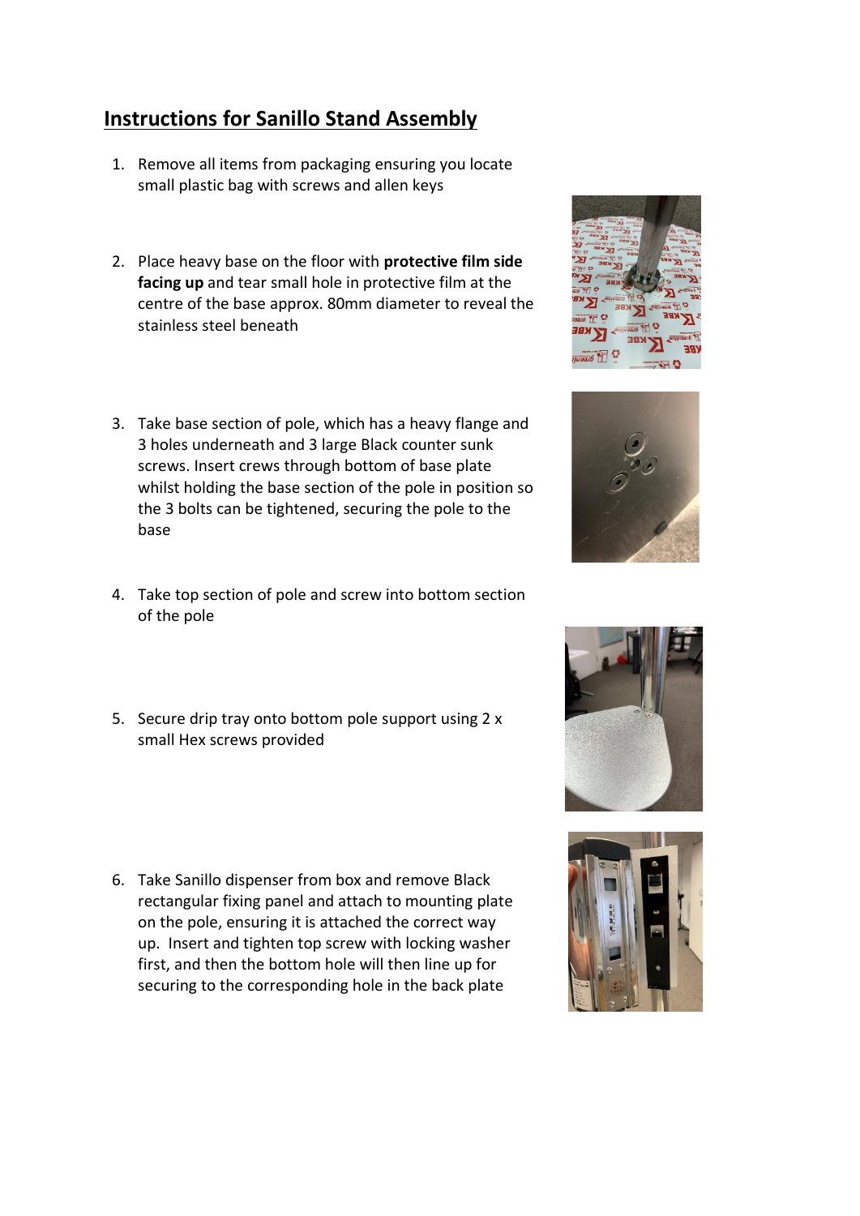# Instructions for Sanillo Stand Assembly

1. Remove all items from packaging ensuring you locate small plastic bag with screws and allen keys

2. Place heavy base on the floor with **protective film side facing up** and tear small hole in protective film at the centre of the base approx. 80mm diameter to reveal the stainless steel beneath

3. Take base section of pole, which has a heavy flange and 3 holes underneath and 3 large Black counter sunk screws. Insert crews through bottom of base plate whilst holding the base section of the pole in position so the 3 bolts can be tightened, securing the pole to the base

4. Take top section of pole and screw into bottom section of the pole

5. Secure drip tray onto bottom pole support using 2 x small Hex screws provided

6. Take Sanillo dispenser from box and remove Black rectangular fixing panel and attach to mounting plate on the pole, ensuring it is attached the correct way up. Insert and tighten top screw with locking washer first, and then the bottom hole will then line up for securing to the corresponding hole in the back plate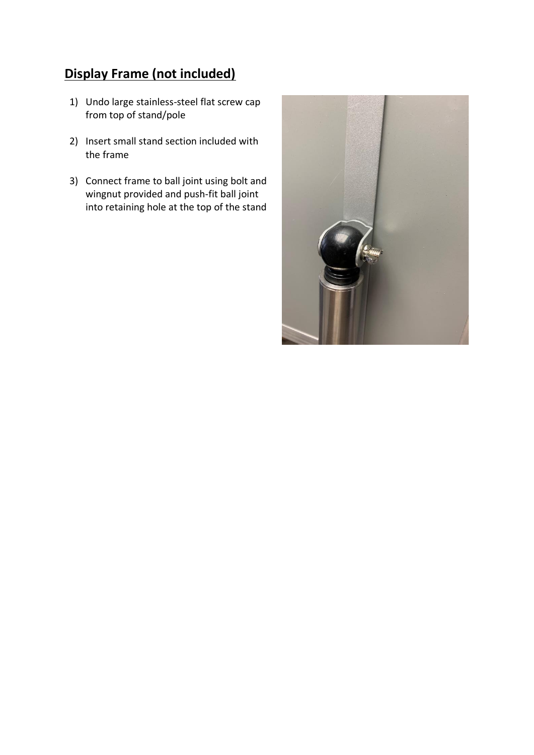## Display Frame (not included)

1) Undo large stainless-steel flat screw cap from top of stand/pole
2) Insert small stand section included with the frame
3) Connect frame to ball joint using bolt and wingnut provided and push-fit ball joint into retaining hole at the top of the stand